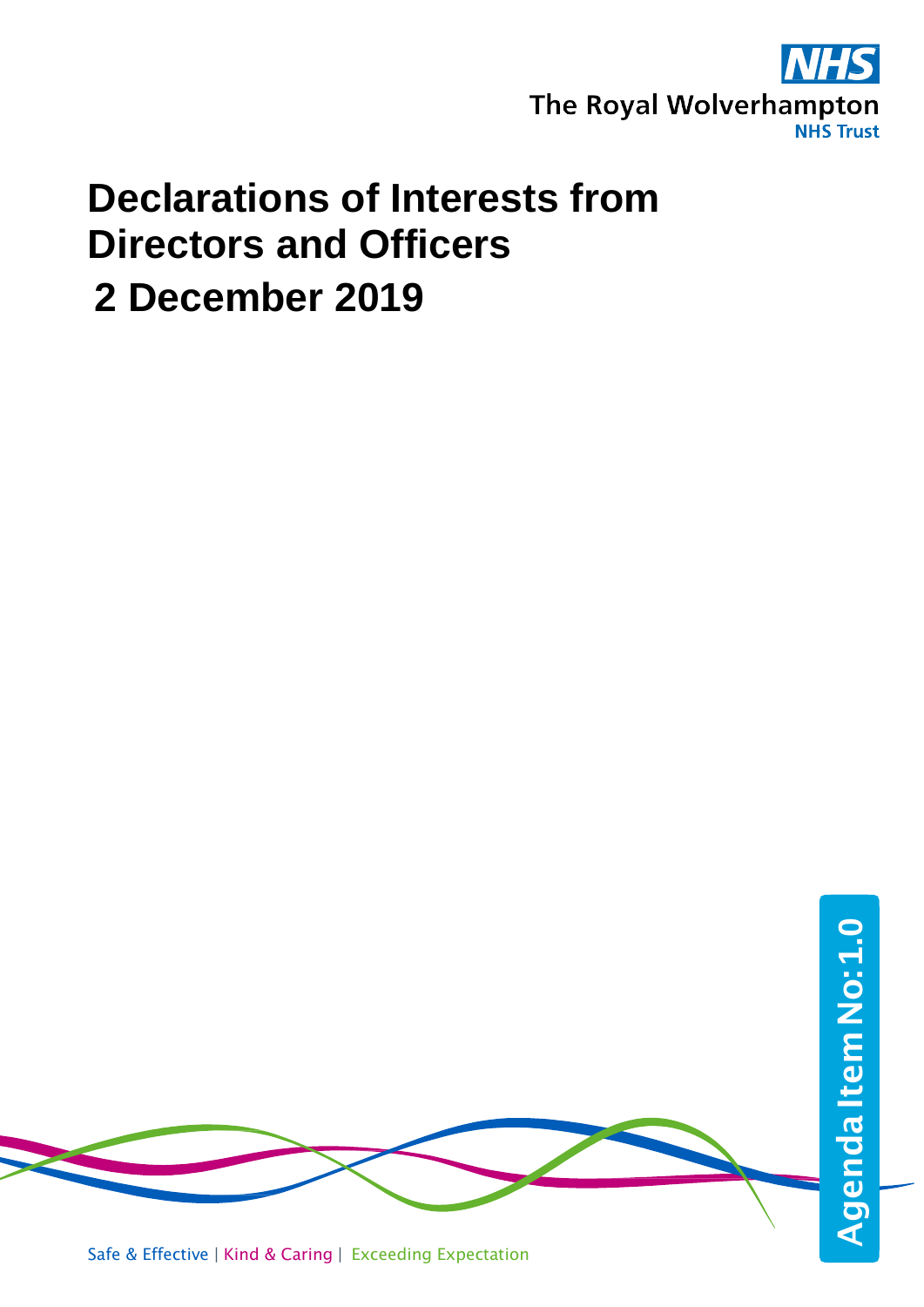The Royal Wolverhampton NHS Trust

# Declarations of Interests from Directors and Officers

# 2 December 2019

Agenda Item No: 1.0

Safe & Effective | Kind & Caring | Exceeding Expectation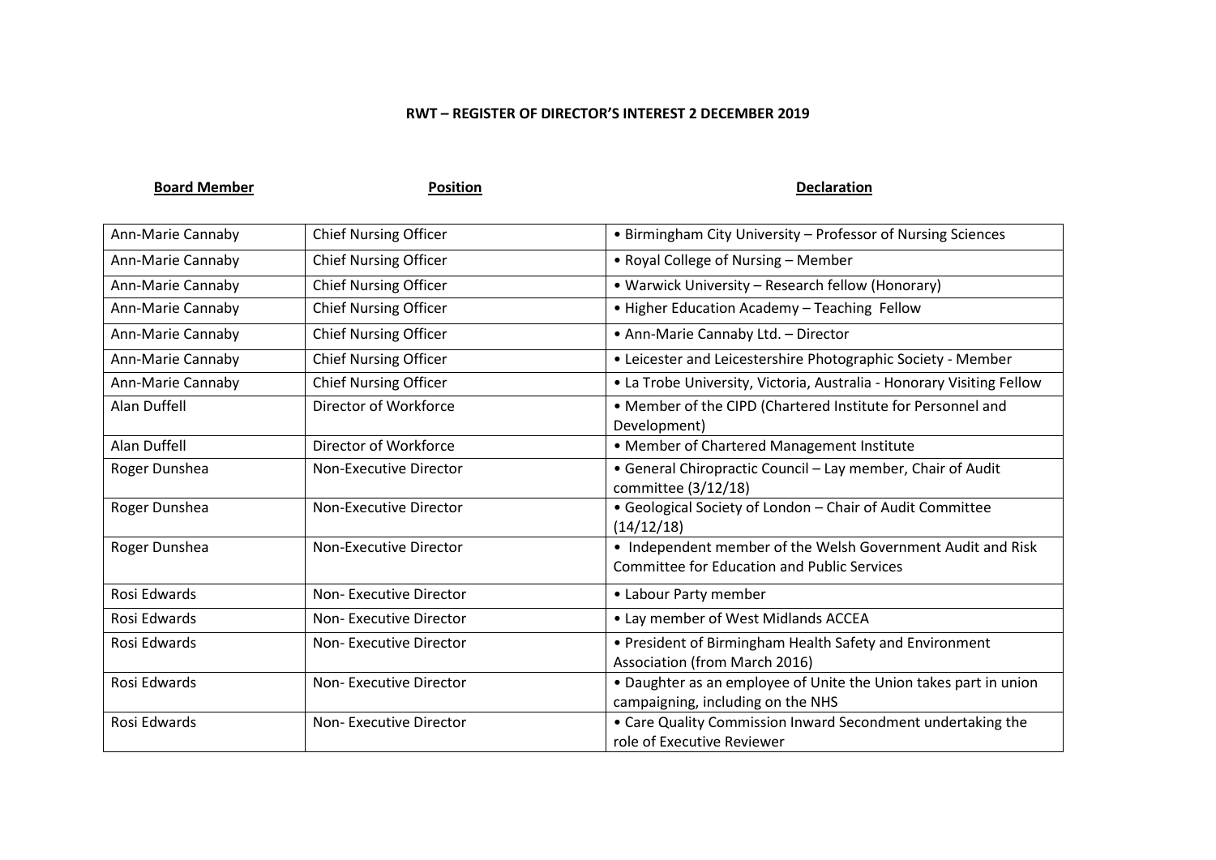**RWT – REGISTER OF DIRECTOR'S INTEREST 2 DECEMBER 2019**

| Board Member | Position | Declaration |
|---|---|---|
| Ann-Marie Cannaby | Chief Nursing Officer | • Birmingham City University – Professor of Nursing Sciences |
| Ann-Marie Cannaby | Chief Nursing Officer | • Royal College of Nursing – Member |
| Ann-Marie Cannaby | Chief Nursing Officer | • Warwick University – Research fellow (Honorary) |
| Ann-Marie Cannaby | Chief Nursing Officer | • Higher Education Academy – Teaching Fellow |
| Ann-Marie Cannaby | Chief Nursing Officer | • Ann-Marie Cannaby Ltd. – Director |
| Ann-Marie Cannaby | Chief Nursing Officer | • Leicester and Leicestershire Photographic Society - Member |
| Ann-Marie Cannaby | Chief Nursing Officer | • La Trobe University, Victoria, Australia - Honorary Visiting Fellow |
| Alan Duffell | Director of Workforce | • Member of the CIPD (Chartered Institute for Personnel and Development) |
| Alan Duffell | Director of Workforce | • Member of Chartered Management Institute |
| Roger Dunshea | Non-Executive Director | • General Chiropractic Council – Lay member, Chair of Audit committee (3/12/18) |
| Roger Dunshea | Non-Executive Director | • Geological Society of London – Chair of Audit Committee (14/12/18) |
| Roger Dunshea | Non-Executive Director | • Independent member of the Welsh Government Audit and Risk Committee for Education and Public Services |
| Rosi Edwards | Non- Executive Director | • Labour Party member |
| Rosi Edwards | Non- Executive Director | • Lay member of West Midlands ACCEA |
| Rosi Edwards | Non- Executive Director | • President of Birmingham Health Safety and Environment Association (from March 2016) |
| Rosi Edwards | Non- Executive Director | • Daughter as an employee of Unite the Union takes part in union campaigning, including on the NHS |
| Rosi Edwards | Non- Executive Director | • Care Quality Commission Inward Secondment undertaking the role of Executive Reviewer |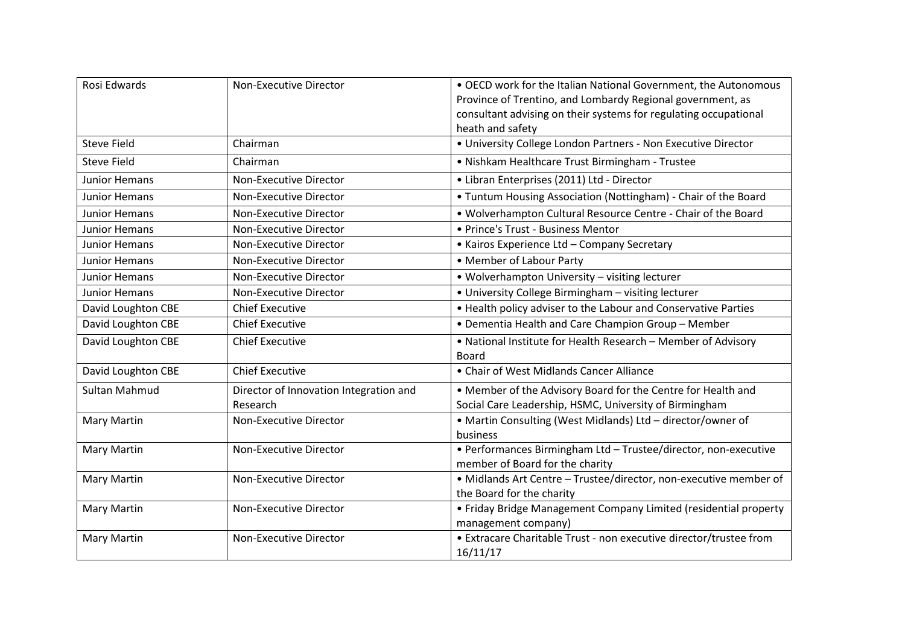| Rosi Edwards | Non-Executive Director | • OECD work for the Italian National Government, the Autonomous Province of Trentino, and Lombardy Regional government, as consultant advising on their systems for regulating occupational heath and safety |
|---|---|---|
| Steve Field | Chairman | • University College London Partners - Non Executive Director |
| Steve Field | Chairman | • Nishkam Healthcare Trust Birmingham - Trustee |
| Junior Hemans | Non-Executive Director | • Libran Enterprises (2011) Ltd - Director |
| Junior Hemans | Non-Executive Director | • Tuntum Housing Association (Nottingham) - Chair of the Board |
| Junior Hemans | Non-Executive Director | • Wolverhampton Cultural Resource Centre - Chair of the Board |
| Junior Hemans | Non-Executive Director | • Prince's Trust - Business Mentor |
| Junior Hemans | Non-Executive Director | • Kairos Experience Ltd – Company Secretary |
| Junior Hemans | Non-Executive Director | • Member of Labour Party |
| Junior Hemans | Non-Executive Director | • Wolverhampton University – visiting lecturer |
| Junior Hemans | Non-Executive Director | • University College Birmingham – visiting lecturer |
| David Loughton CBE | Chief Executive | • Health policy adviser to the Labour and Conservative Parties |
| David Loughton CBE | Chief Executive | • Dementia Health and Care Champion Group – Member |
| David Loughton CBE | Chief Executive | • National Institute for Health Research – Member of Advisory Board |
| David Loughton CBE | Chief Executive | • Chair of West Midlands Cancer Alliance |
| Sultan Mahmud | Director of Innovation Integration and Research | • Member of the Advisory Board for the Centre for Health and Social Care Leadership, HSMC, University of Birmingham |
| Mary Martin | Non-Executive Director | • Martin Consulting (West Midlands) Ltd – director/owner of business |
| Mary Martin | Non-Executive Director | • Performances Birmingham Ltd – Trustee/director, non-executive member of Board for the charity |
| Mary Martin | Non-Executive Director | • Midlands Art Centre – Trustee/director, non-executive member of the Board for the charity |
| Mary Martin | Non-Executive Director | • Friday Bridge Management Company Limited (residential property management company) |
| Mary Martin | Non-Executive Director | • Extracare Charitable Trust - non executive director/trustee from 16/11/17 |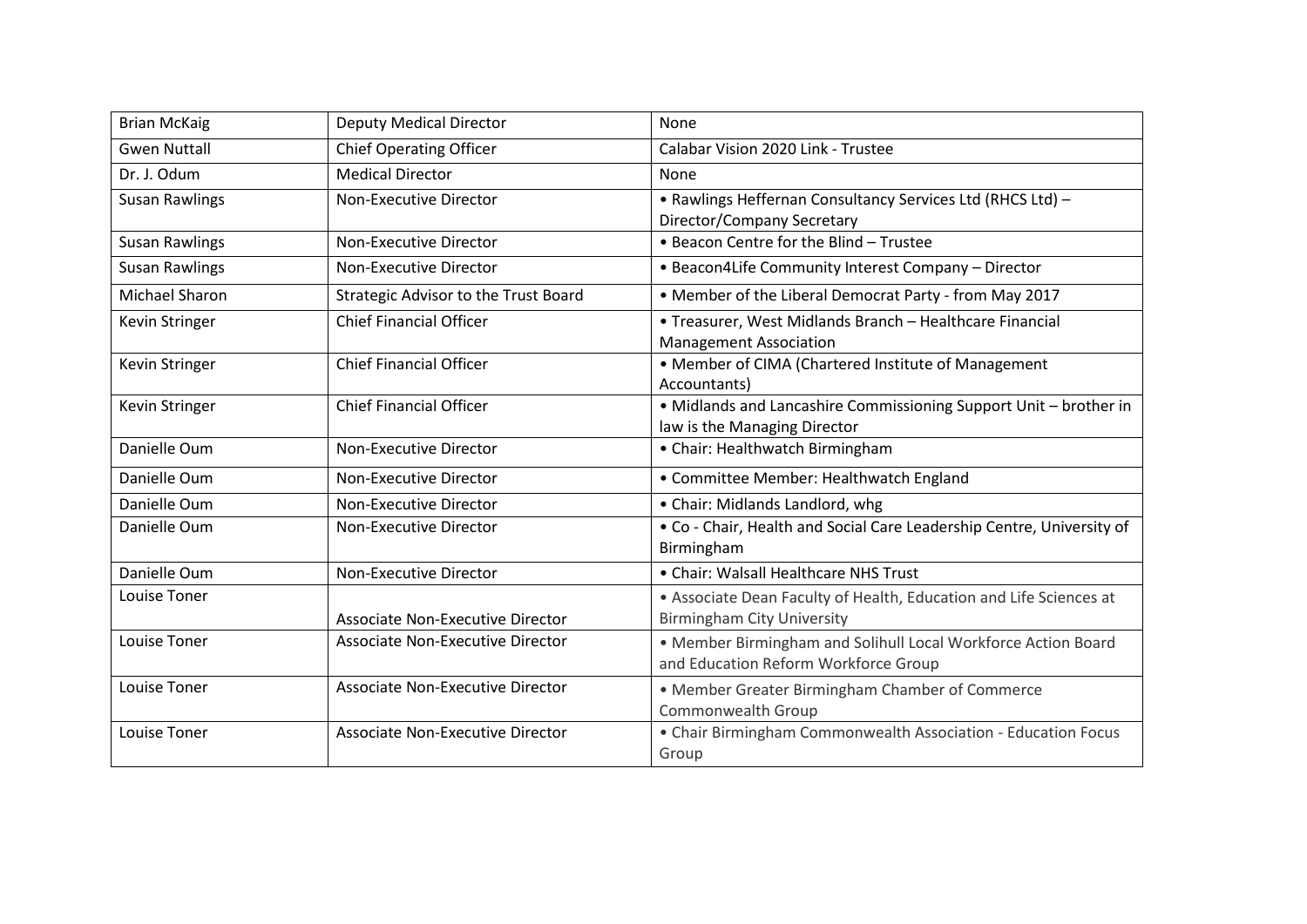| Brian McKaig | Deputy Medical Director | None |
|---|---|---|
| Gwen Nuttall | Chief Operating Officer | Calabar Vision 2020 Link - Trustee |
| Dr. J. Odum | Medical Director | None |
| Susan Rawlings | Non-Executive Director | • Rawlings Heffernan Consultancy Services Ltd (RHCS Ltd) – Director/Company Secretary |
| Susan Rawlings | Non-Executive Director | • Beacon Centre for the Blind – Trustee |
| Susan Rawlings | Non-Executive Director | • Beacon4Life Community Interest Company – Director |
| Michael Sharon | Strategic Advisor to the Trust Board | • Member of the Liberal Democrat Party - from May 2017 |
| Kevin Stringer | Chief Financial Officer | • Treasurer, West Midlands Branch – Healthcare Financial Management Association |
| Kevin Stringer | Chief Financial Officer | • Member of CIMA (Chartered Institute of Management Accountants) |
| Kevin Stringer | Chief Financial Officer | • Midlands and Lancashire Commissioning Support Unit – brother in law is the Managing Director |
| Danielle Oum | Non-Executive Director | • Chair: Healthwatch Birmingham |
| Danielle Oum | Non-Executive Director | • Committee Member: Healthwatch England |
| Danielle Oum | Non-Executive Director | • Chair: Midlands Landlord, whg |
| Danielle Oum | Non-Executive Director | • Co - Chair, Health and Social Care Leadership Centre, University of Birmingham |
| Danielle Oum | Non-Executive Director | • Chair: Walsall Healthcare NHS Trust |
| Louise Toner | Associate Non-Executive Director | • Associate Dean Faculty of Health, Education and Life Sciences at Birmingham City University |
| Louise Toner | Associate Non-Executive Director | • Member Birmingham and Solihull Local Workforce Action Board and Education Reform Workforce Group |
| Louise Toner | Associate Non-Executive Director | • Member Greater Birmingham Chamber of Commerce Commonwealth Group |
| Louise Toner | Associate Non-Executive Director | • Chair Birmingham Commonwealth Association - Education Focus Group |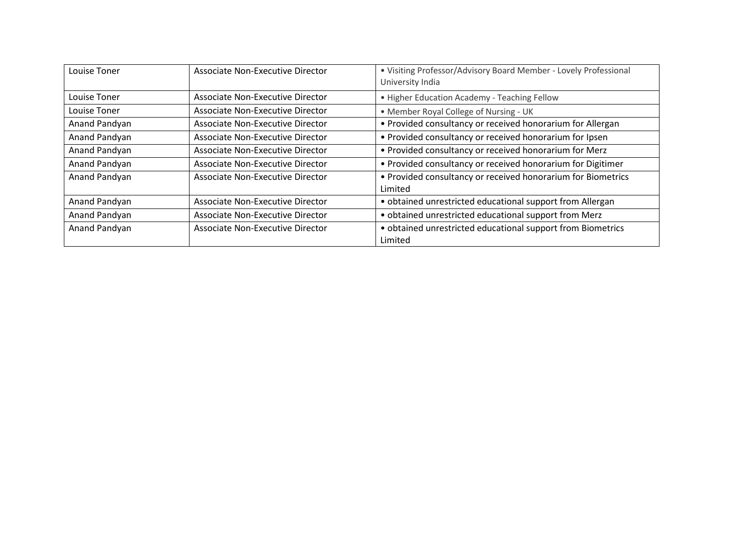| | | |
|---|---|---|
| Louise Toner | Associate Non-Executive Director | • Visiting Professor/Advisory Board Member - Lovely Professional University India |
| Louise Toner | Associate Non-Executive Director | • Higher Education Academy - Teaching Fellow |
| Louise Toner | Associate Non-Executive Director | • Member Royal College of Nursing - UK |
| Anand Pandyan | Associate Non-Executive Director | • Provided consultancy or received honorarium for Allergan |
| Anand Pandyan | Associate Non-Executive Director | • Provided consultancy or received honorarium for Ipsen |
| Anand Pandyan | Associate Non-Executive Director | • Provided consultancy or received honorarium for Merz |
| Anand Pandyan | Associate Non-Executive Director | • Provided consultancy or received honorarium for Digitimer |
| Anand Pandyan | Associate Non-Executive Director | • Provided consultancy or received honorarium for Biometrics Limited |
| Anand Pandyan | Associate Non-Executive Director | • obtained unrestricted educational support from Allergan |
| Anand Pandyan | Associate Non-Executive Director | • obtained unrestricted educational support from Merz |
| Anand Pandyan | Associate Non-Executive Director | • obtained unrestricted educational support from Biometrics Limited |